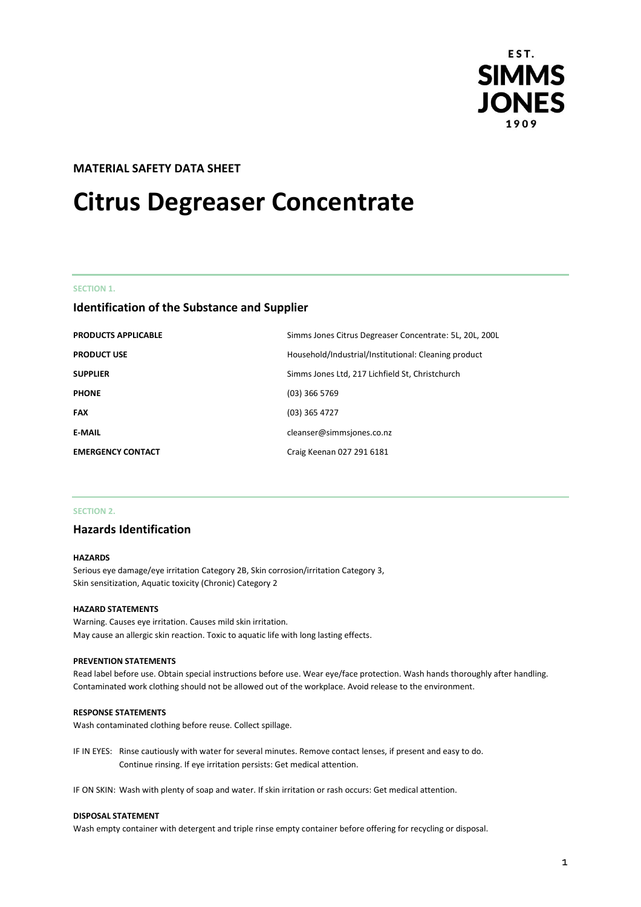EST.
SIMMS
JONES
1909

**MATERIAL SAFETY DATA SHEET**

# Citrus Degreaser Concentrate

SECTION 1.

## Identification of the Substance and Supplier

| | |
|---|---|
| **PRODUCTS APPLICABLE** | Simms Jones Citrus Degreaser Concentrate: 5L, 20L, 200L |
| **PRODUCT USE** | Household/Industrial/Institutional: Cleaning product |
| **SUPPLIER** | Simms Jones Ltd, 217 Lichfield St, Christchurch |
| **PHONE** | (03) 366 5769 |
| **FAX** | (03) 365 4727 |
| **E-MAIL** | cleanser@simmsjones.co.nz |
| **EMERGENCY CONTACT** | Craig Keenan 027 291 6181 |

SECTION 2.

## Hazards Identification

**HAZARDS**

Serious eye damage/eye irritation Category 2B, Skin corrosion/irritation Category 3,
Skin sensitization, Aquatic toxicity (Chronic) Category 2

**HAZARD STATEMENTS**

Warning. Causes eye irritation. Causes mild skin irritation.
May cause an allergic skin reaction. Toxic to aquatic life with long lasting effects.

**PREVENTION STATEMENTS**

Read label before use. Obtain special instructions before use. Wear eye/face protection. Wash hands thoroughly after handling. Contaminated work clothing should not be allowed out of the workplace. Avoid release to the environment.

**RESPONSE STATEMENTS**

Wash contaminated clothing before reuse. Collect spillage.

IF IN EYES: Rinse cautiously with water for several minutes. Remove contact lenses, if present and easy to do. Continue rinsing. If eye irritation persists: Get medical attention.

IF ON SKIN: Wash with plenty of soap and water. If skin irritation or rash occurs: Get medical attention.

**DISPOSAL STATEMENT**

Wash empty container with detergent and triple rinse empty container before offering for recycling or disposal.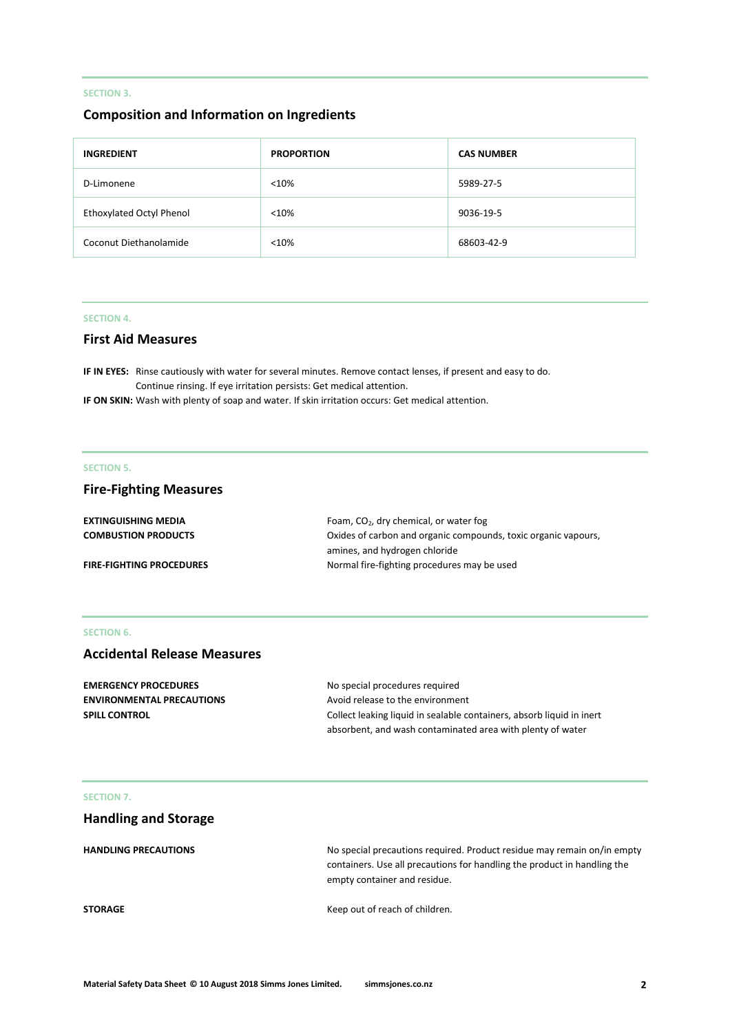SECTION 3.

## Composition and Information on Ingredients

| INGREDIENT | PROPORTION | CAS NUMBER |
|---|---|---|
| D-Limonene | <10% | 5989-27-5 |
| Ethoxylated Octyl Phenol | <10% | 9036-19-5 |
| Coconut Diethanolamide | <10% | 68603-42-9 |

SECTION 4.

## First Aid Measures

**IF IN EYES:** Rinse cautiously with water for several minutes. Remove contact lenses, if present and easy to do. Continue rinsing. If eye irritation persists: Get medical attention.

**IF ON SKIN:** Wash with plenty of soap and water. If skin irritation occurs: Get medical attention.

SECTION 5.

## Fire-Fighting Measures

**EXTINGUISHING MEDIA** Foam, $CO_2$, dry chemical, or water fog

**COMBUSTION PRODUCTS** Oxides of carbon and organic compounds, toxic organic vapours, amines, and hydrogen chloride

**FIRE-FIGHTING PROCEDURES** Normal fire-fighting procedures may be used

SECTION 6.

## Accidental Release Measures

**EMERGENCY PROCEDURES** No special procedures required

**ENVIRONMENTAL PRECAUTIONS** Avoid release to the environment

**SPILL CONTROL** Collect leaking liquid in sealable containers, absorb liquid in inert absorbent, and wash contaminated area with plenty of water

SECTION 7.

## Handling and Storage

**HANDLING PRECAUTIONS** No special precautions required. Product residue may remain on/in empty containers. Use all precautions for handling the product in handling the empty container and residue.

**STORAGE** Keep out of reach of children.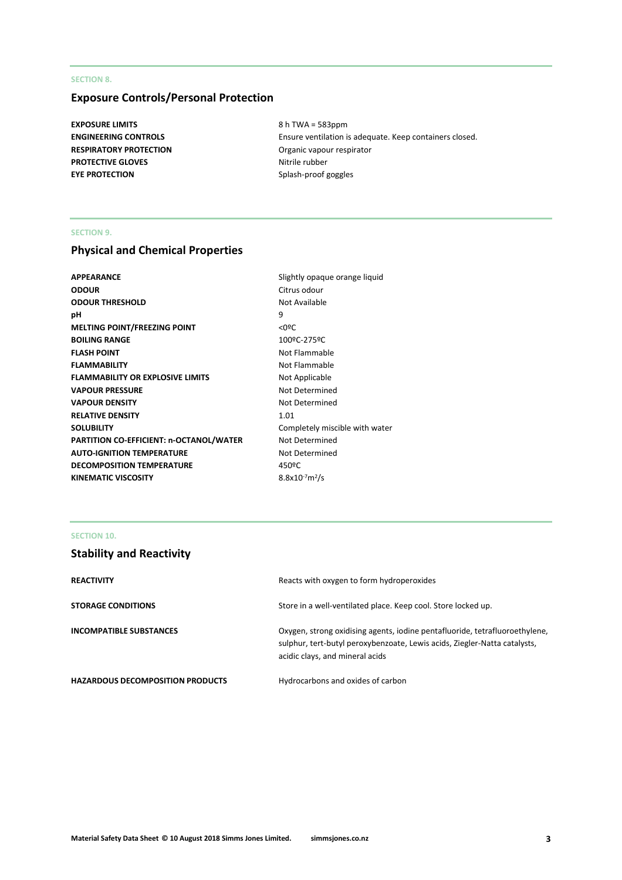SECTION 8.

## Exposure Controls/Personal Protection

| | |
|---|---|
| **EXPOSURE LIMITS** | 8 h TWA = 583ppm |
| **ENGINEERING CONTROLS** | Ensure ventilation is adequate. Keep containers closed. |
| **RESPIRATORY PROTECTION** | Organic vapour respirator |
| **PROTECTIVE GLOVES** | Nitrile rubber |
| **EYE PROTECTION** | Splash-proof goggles |

SECTION 9.

## Physical and Chemical Properties

| | |
|---|---|
| **APPEARANCE** | Slightly opaque orange liquid |
| **ODOUR** | Citrus odour |
| **ODOUR THRESHOLD** | Not Available |
| **pH** | 9 |
| **MELTING POINT/FREEZING POINT** | <0ºC |
| **BOILING RANGE** | 100ºC-275ºC |
| **FLASH POINT** | Not Flammable |
| **FLAMMABILITY** | Not Flammable |
| **FLAMMABILITY OR EXPLOSIVE LIMITS** | Not Applicable |
| **VAPOUR PRESSURE** | Not Determined |
| **VAPOUR DENSITY** | Not Determined |
| **RELATIVE DENSITY** | 1.01 |
| **SOLUBILITY** | Completely miscible with water |
| **PARTITION CO-EFFICIENT: n-OCTANOL/WATER** | Not Determined |
| **AUTO-IGNITION TEMPERATURE** | Not Determined |
| **DECOMPOSITION TEMPERATURE** | 450ºC |
| **KINEMATIC VISCOSITY** | $8.8 \times 10^{-7} m^2/s$ |

SECTION 10.

## Stability and Reactivity

| | |
|---|---|
| **REACTIVITY** | Reacts with oxygen to form hydroperoxides |
| **STORAGE CONDITIONS** | Store in a well-ventilated place. Keep cool. Store locked up. |
| **INCOMPATIBLE SUBSTANCES** | Oxygen, strong oxidising agents, iodine pentafluoride, tetrafluoroethylene, sulphur, tert-butyl peroxybenzoate, Lewis acids, Ziegler-Natta catalysts, acidic clays, and mineral acids |
| **HAZARDOUS DECOMPOSITION PRODUCTS** | Hydrocarbons and oxides of carbon |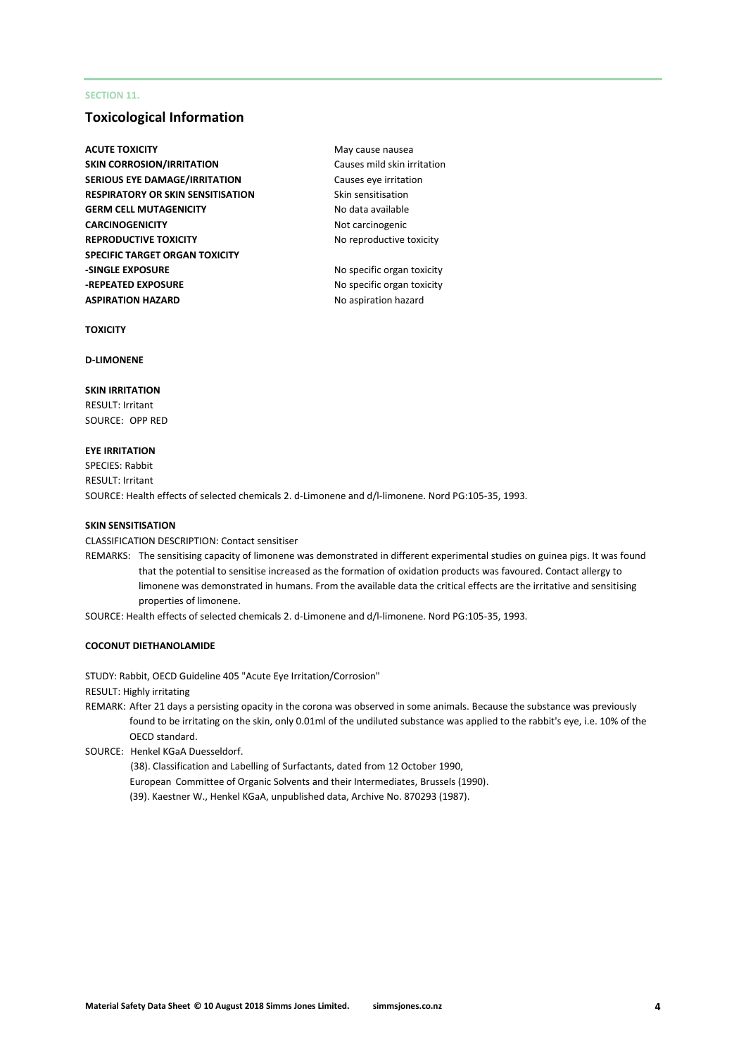SECTION 11.

## Toxicological Information

| | |
|---|---|
| **ACUTE TOXICITY** | May cause nausea |
| **SKIN CORROSION/IRRITATION** | Causes mild skin irritation |
| **SERIOUS EYE DAMAGE/IRRITATION** | Causes eye irritation |
| **RESPIRATORY OR SKIN SENSITISATION** | Skin sensitisation |
| **GERM CELL MUTAGENICITY** | No data available |
| **CARCINOGENICITY** | Not carcinogenic |
| **REPRODUCTIVE TOXICITY** | No reproductive toxicity |
| **SPECIFIC TARGET ORGAN TOXICITY** | |
| **-SINGLE EXPOSURE** | No specific organ toxicity |
| **-REPEATED EXPOSURE** | No specific organ toxicity |
| **ASPIRATION HAZARD** | No aspiration hazard |

**TOXICITY**

**D-LIMONENE**

**SKIN IRRITATION**

RESULT: Irritant
SOURCE: OPP RED

**EYE IRRITATION**

SPECIES: Rabbit
RESULT: Irritant
SOURCE: Health effects of selected chemicals 2. d-Limonene and d/l-limonene. Nord PG:105-35, 1993.

**SKIN SENSITISATION**

CLASSIFICATION DESCRIPTION: Contact sensitiser

REMARKS: The sensitising capacity of limonene was demonstrated in different experimental studies on guinea pigs. It was found that the potential to sensitise increased as the formation of oxidation products was favoured. Contact allergy to limonene was demonstrated in humans. From the available data the critical effects are the irritative and sensitising properties of limonene.

SOURCE: Health effects of selected chemicals 2. d-Limonene and d/l-limonene. Nord PG:105-35, 1993.

**COCONUT DIETHANOLAMIDE**

STUDY: Rabbit, OECD Guideline 405 "Acute Eye Irritation/Corrosion"

RESULT: Highly irritating

REMARK: After 21 days a persisting opacity in the corona was observed in some animals. Because the substance was previously found to be irritating on the skin, only 0.01ml of the undiluted substance was applied to the rabbit's eye, i.e. 10% of the OECD standard.

SOURCE: Henkel KGaA Duesseldorf.
(38). Classification and Labelling of Surfactants, dated from 12 October 1990,
European Committee of Organic Solvents and their Intermediates, Brussels (1990).
(39). Kaestner W., Henkel KGaA, unpublished data, Archive No. 870293 (1987).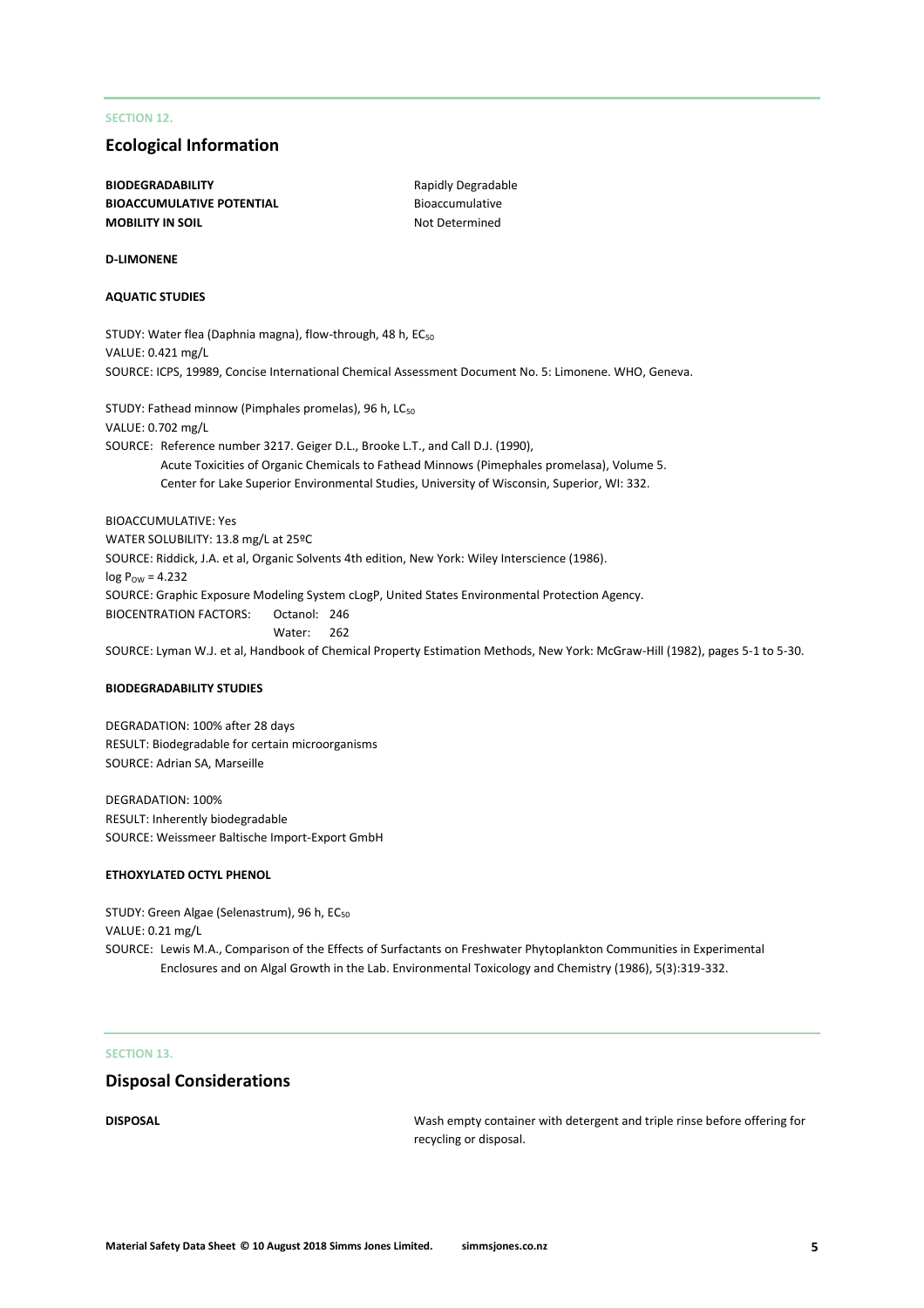SECTION 12.

## Ecological Information

**BIODEGRADABILITY** Rapidly Degradable
**BIOACCUMULATIVE POTENTIAL** Bioaccumulative
**MOBILITY IN SOIL** Not Determined

**D-LIMONENE**

**AQUATIC STUDIES**

STUDY: Water flea (Daphnia magna), flow-through, 48 h, $EC_{50}$
VALUE: 0.421 mg/L
SOURCE: ICPS, 19989, Concise International Chemical Assessment Document No. 5: Limonene. WHO, Geneva.

STUDY: Fathead minnow (Pimphales promelas), 96 h, $LC_{50}$
VALUE: 0.702 mg/L
SOURCE: Reference number 3217. Geiger D.L., Brooke L.T., and Call D.J. (1990),
Acute Toxicities of Organic Chemicals to Fathead Minnows (Pimephales promelasa), Volume 5.
Center for Lake Superior Environmental Studies, University of Wisconsin, Superior, WI: 332.

BIOACCUMULATIVE: Yes
WATER SOLUBILITY: 13.8 mg/L at 25ºC
SOURCE: Riddick, J.A. et al, Organic Solvents 4th edition, New York: Wiley Interscience (1986).
$\log P_{OW} = 4.232$
SOURCE: Graphic Exposure Modeling System cLogP, United States Environmental Protection Agency.
BIOCENTRATION FACTORS: Octanol: 246
Water: 262
SOURCE: Lyman W.J. et al, Handbook of Chemical Property Estimation Methods, New York: McGraw-Hill (1982), pages 5-1 to 5-30.

**BIODEGRADABILITY STUDIES**

DEGRADATION: 100% after 28 days
RESULT: Biodegradable for certain microorganisms
SOURCE: Adrian SA, Marseille

DEGRADATION: 100%
RESULT: Inherently biodegradable
SOURCE: Weissmeer Baltische Import-Export GmbH

**ETHOXYLATED OCTYL PHENOL**

STUDY: Green Algae (Selenastrum), 96 h, $EC_{50}$
VALUE: 0.21 mg/L
SOURCE: Lewis M.A., Comparison of the Effects of Surfactants on Freshwater Phytoplankton Communities in Experimental Enclosures and on Algal Growth in the Lab. Environmental Toxicology and Chemistry (1986), 5(3):319-332.

SECTION 13.

## Disposal Considerations

**DISPOSAL** Wash empty container with detergent and triple rinse before offering for recycling or disposal.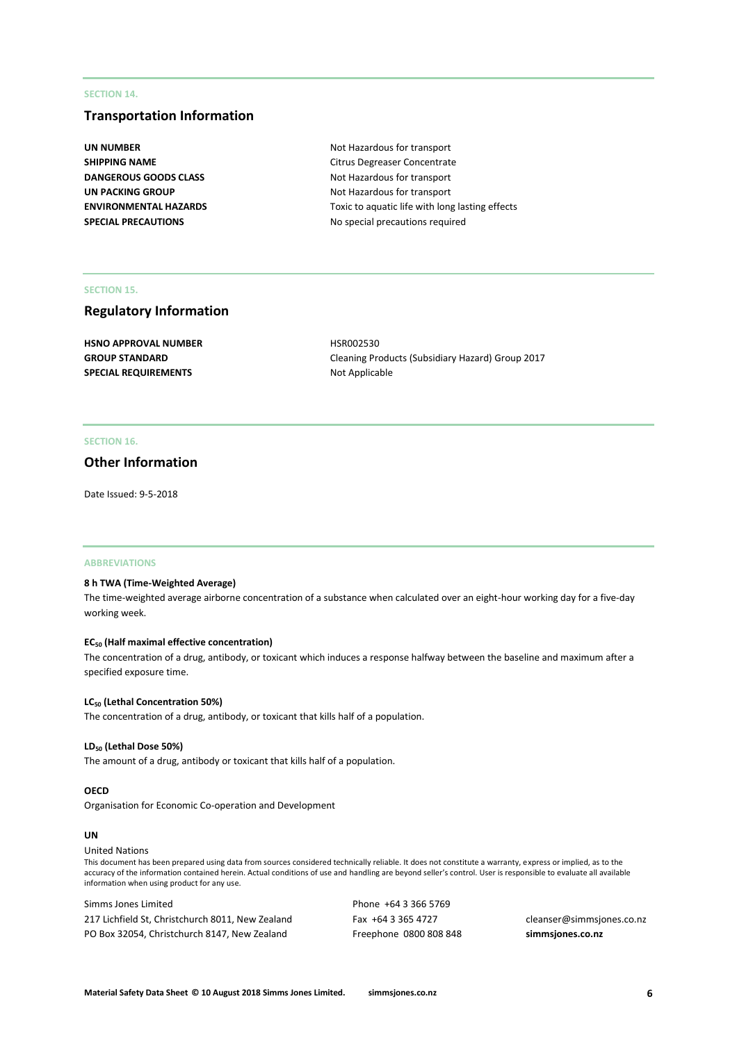SECTION 14.

## Transportation Information

| | |
|---|---|
| **UN NUMBER** | Not Hazardous for transport |
| **SHIPPING NAME** | Citrus Degreaser Concentrate |
| **DANGEROUS GOODS CLASS** | Not Hazardous for transport |
| **UN PACKING GROUP** | Not Hazardous for transport |
| **ENVIRONMENTAL HAZARDS** | Toxic to aquatic life with long lasting effects |
| **SPECIAL PRECAUTIONS** | No special precautions required |

SECTION 15.

## Regulatory Information

| | |
|---|---|
| **HSNO APPROVAL NUMBER** | HSR002530 |
| **GROUP STANDARD** | Cleaning Products (Subsidiary Hazard) Group 2017 |
| **SPECIAL REQUIREMENTS** | Not Applicable |

SECTION 16.

## Other Information

Date Issued: 9-5-2018

### ABBREVIATIONS

**8 h TWA (Time-Weighted Average)**

The time-weighted average airborne concentration of a substance when calculated over an eight-hour working day for a five-day working week.

**$EC_{50}$ (Half maximal effective concentration)**

The concentration of a drug, antibody, or toxicant which induces a response halfway between the baseline and maximum after a specified exposure time.

**$LC_{50}$ (Lethal Concentration 50%)**

The concentration of a drug, antibody, or toxicant that kills half of a population.

**$LD_{50}$ (Lethal Dose 50%)**

The amount of a drug, antibody or toxicant that kills half of a population.

**OECD**

Organisation for Economic Co-operation and Development

**UN**

United Nations

This document has been prepared using data from sources considered technically reliable. It does not constitute a warranty, express or implied, as to the accuracy of the information contained herein. Actual conditions of use and handling are beyond seller's control. User is responsible to evaluate all available information when using product for any use.

Simms Jones Limited
217 Lichfield St, Christchurch 8011, New Zealand
PO Box 32054, Christchurch 8147, New Zealand

Phone +64 3 366 5769
Fax +64 3 365 4727
Freephone 0800 808 848

cleanser@simmsjones.co.nz
**simmsjones.co.nz**